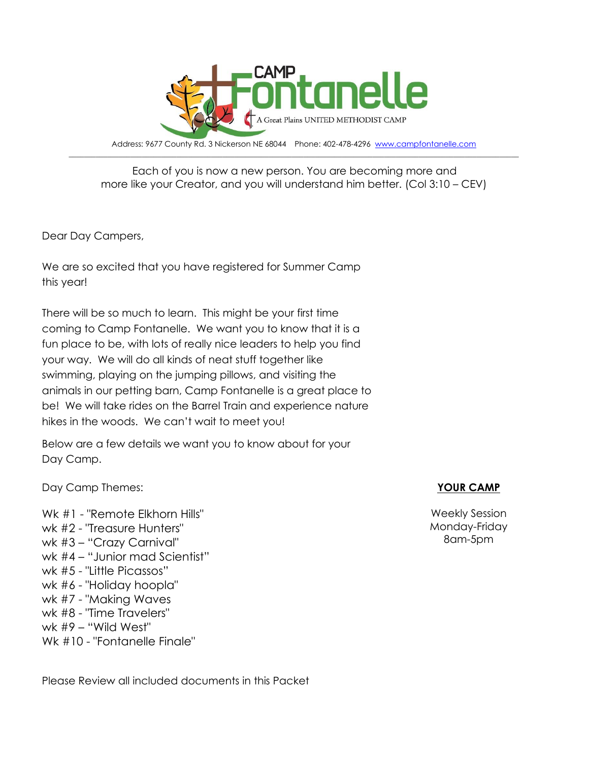# CAMP Fontanelle

A Great Plains UNITED METHODIST CAMP

Address: 9677 County Rd. 3 Nickerson NE 68044 Phone: 402-478-4296 [www.campfontanelle.com](http://www.campfontanelle.com)

---

Each of you is now a new person. You are becoming more and more like your Creator, and you will understand him better. (Col 3:10 – CEV)

Dear Day Campers,

We are so excited that you have registered for Summer Camp this year!

There will be so much to learn. This might be your first time coming to Camp Fontanelle. We want you to know that it is a fun place to be, with lots of really nice leaders to help you find your way. We will do all kinds of neat stuff together like swimming, playing on the jumping pillows, and visiting the animals in our petting barn, Camp Fontanelle is a great place to be! We will take rides on the Barrel Train and experience nature hikes in the woods. We can't wait to meet you!

Below are a few details we want you to know about for your Day Camp.

Day Camp Themes:

Wk #1 - "Remote Elkhorn Hills"
wk #2 - "Treasure Hunters"
wk #3 – "Crazy Carnival"
wk #4 – "Junior mad Scientist"
wk #5 - "Little Picassos"
wk #6 - "Holiday hoopla"
wk #7 - "Making Waves
wk #8 - "Time Travelers"
wk #9 – "Wild West"
Wk #10 - "Fontanelle Finale"

**YOUR CAMP**

Weekly Session
Monday-Friday
8am-5pm

Please Review all included documents in this Packet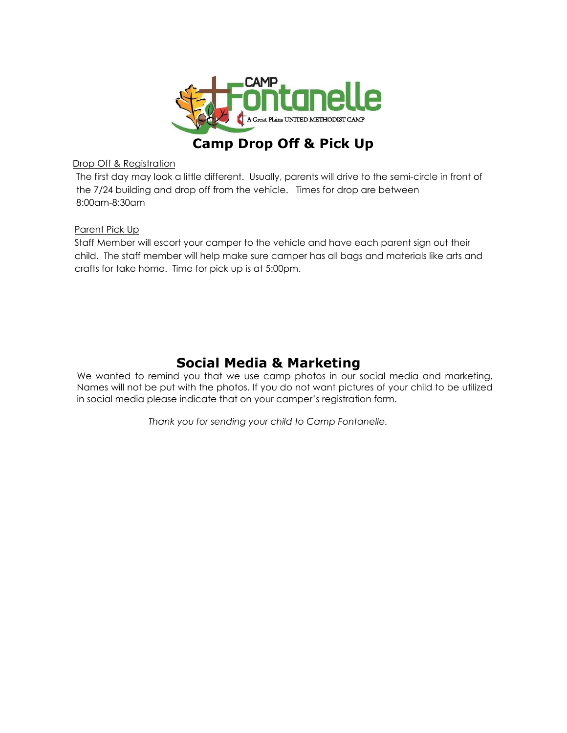CAMP Fontanelle

A Great Plains UNITED METHODIST CAMP

# Camp Drop Off & Pick Up

<u>Drop Off & Registration</u>

The first day may look a little different. Usually, parents will drive to the semi-circle in front of the 7/24 building and drop off from the vehicle. Times for drop are between 8:00am-8:30am

<u>Parent Pick Up</u>

Staff Member will escort your camper to the vehicle and have each parent sign out their child. The staff member will help make sure camper has all bags and materials like arts and crafts for take home. Time for pick up is at 5:00pm.

# Social Media & Marketing

We wanted to remind you that we use camp photos in our social media and marketing. Names will not be put with the photos. If you do not want pictures of your child to be utilized in social media please indicate that on your camper's registration form.

*Thank you for sending your child to Camp Fontanelle.*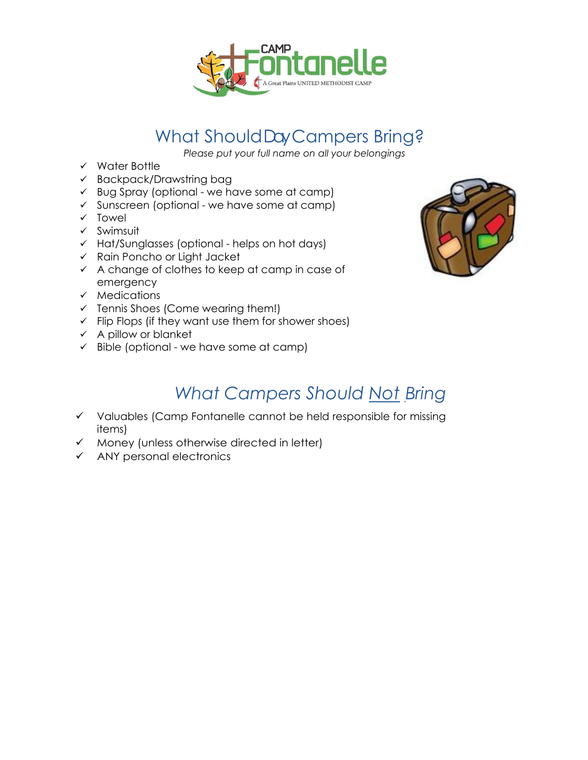# What Should Day Campers Bring?

*Please put your full name on all your belongings*

- ✓ Water Bottle
- ✓ Backpack/Drawstring bag
- ✓ Bug Spray (optional - we have some at camp)
- ✓ Sunscreen (optional - we have some at camp)
- ✓ Towel
- ✓ Swimsuit
- ✓ Hat/Sunglasses (optional - helps on hot days)
- ✓ Rain Poncho or Light Jacket
- ✓ A change of clothes to keep at camp in case of emergency
- ✓ Medications
- ✓ Tennis Shoes (Come wearing them!)
- ✓ Flip Flops (if they want use them for shower shoes)
- ✓ A pillow or blanket
- ✓ Bible (optional - we have some at camp)

## *What Campers Should <u>Not</u> Bring*

- ✓ Valuables (Camp Fontanelle cannot be held responsible for missing items)
- ✓ Money (unless otherwise directed in letter)
- ✓ ANY personal electronics